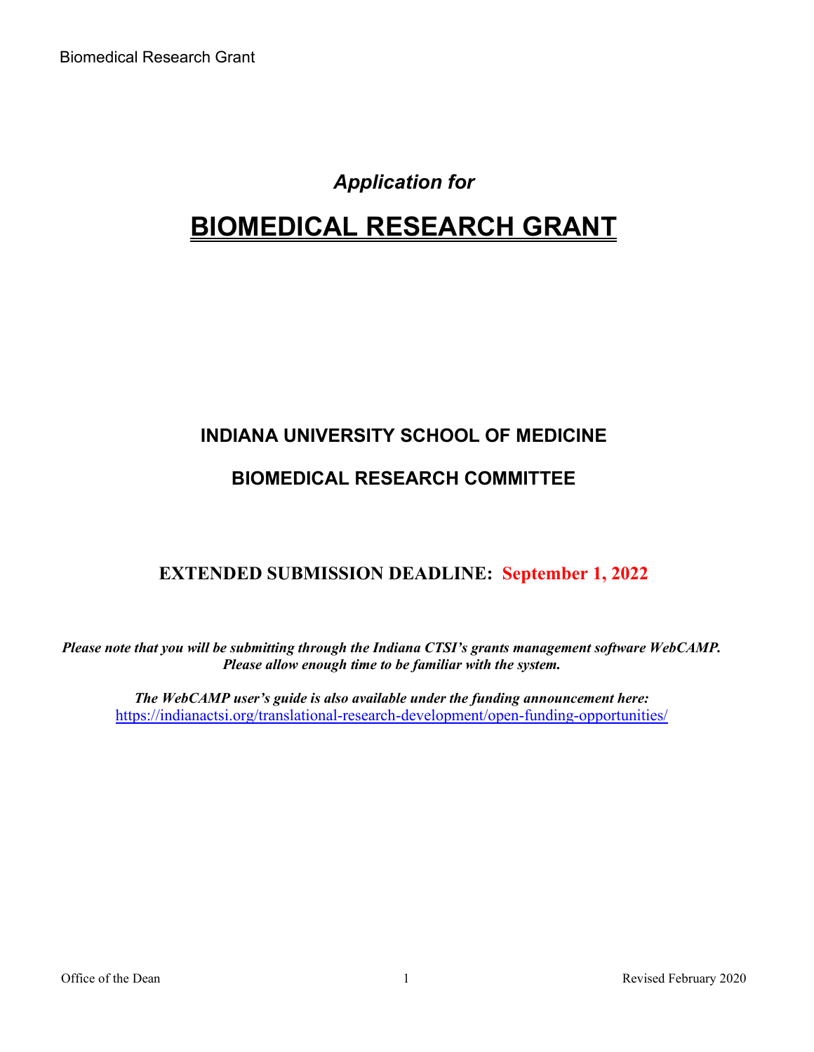*Application for*

# BIOMEDICAL RESEARCH GRANT

## INDIANA UNIVERSITY SCHOOL OF MEDICINE

## BIOMEDICAL RESEARCH COMMITTEE

**EXTENDED SUBMISSION DEADLINE: September 1, 2022**

***Please note that you will be submitting through the Indiana CTSI's grants management software WebCAMP. Please allow enough time to be familiar with the system.***

***The WebCAMP user's guide is also available under the funding announcement here:*** https://indianactsi.org/translational-research-development/open-funding-opportunities/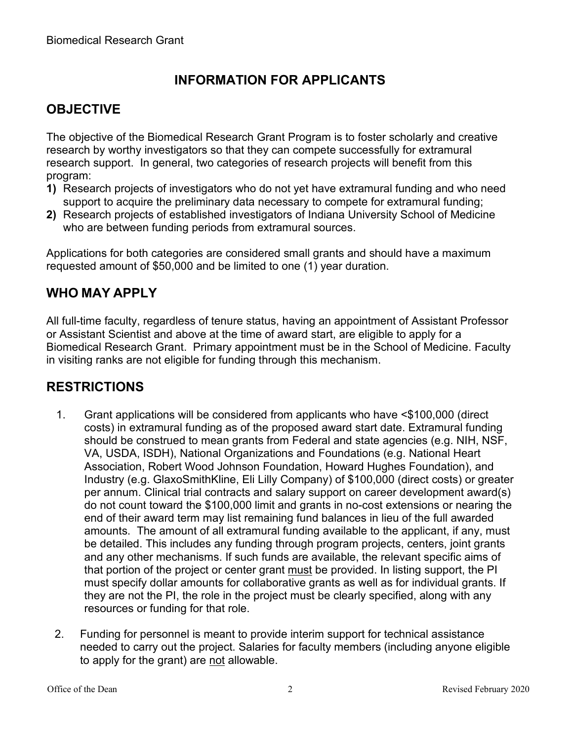# INFORMATION FOR APPLICANTS

## OBJECTIVE

The objective of the Biomedical Research Grant Program is to foster scholarly and creative research by worthy investigators so that they can compete successfully for extramural research support. In general, two categories of research projects will benefit from this program:

**1)** Research projects of investigators who do not yet have extramural funding and who need support to acquire the preliminary data necessary to compete for extramural funding;

**2)** Research projects of established investigators of Indiana University School of Medicine who are between funding periods from extramural sources.

Applications for both categories are considered small grants and should have a maximum requested amount of $50,000 and be limited to one (1) year duration.

## WHO MAY APPLY

All full-time faculty, regardless of tenure status, having an appointment of Assistant Professor or Assistant Scientist and above at the time of award start, are eligible to apply for a Biomedical Research Grant. Primary appointment must be in the School of Medicine. Faculty in visiting ranks are not eligible for funding through this mechanism.

## RESTRICTIONS

1. Grant applications will be considered from applicants who have <$100,000 (direct costs) in extramural funding as of the proposed award start date. Extramural funding should be construed to mean grants from Federal and state agencies (e.g. NIH, NSF, VA, USDA, ISDH), National Organizations and Foundations (e.g. National Heart Association, Robert Wood Johnson Foundation, Howard Hughes Foundation), and Industry (e.g. GlaxoSmithKline, Eli Lilly Company) of $100,000 (direct costs) or greater per annum. Clinical trial contracts and salary support on career development award(s) do not count toward the $100,000 limit and grants in no-cost extensions or nearing the end of their award term may list remaining fund balances in lieu of the full awarded amounts. The amount of all extramural funding available to the applicant, if any, must be detailed. This includes any funding through program projects, centers, joint grants and any other mechanisms. If such funds are available, the relevant specific aims of that portion of the project or center grant <u>must</u> be provided. In listing support, the PI must specify dollar amounts for collaborative grants as well as for individual grants. If they are not the PI, the role in the project must be clearly specified, along with any resources or funding for that role.

2. Funding for personnel is meant to provide interim support for technical assistance needed to carry out the project. Salaries for faculty members (including anyone eligible to apply for the grant) are <u>not</u> allowable.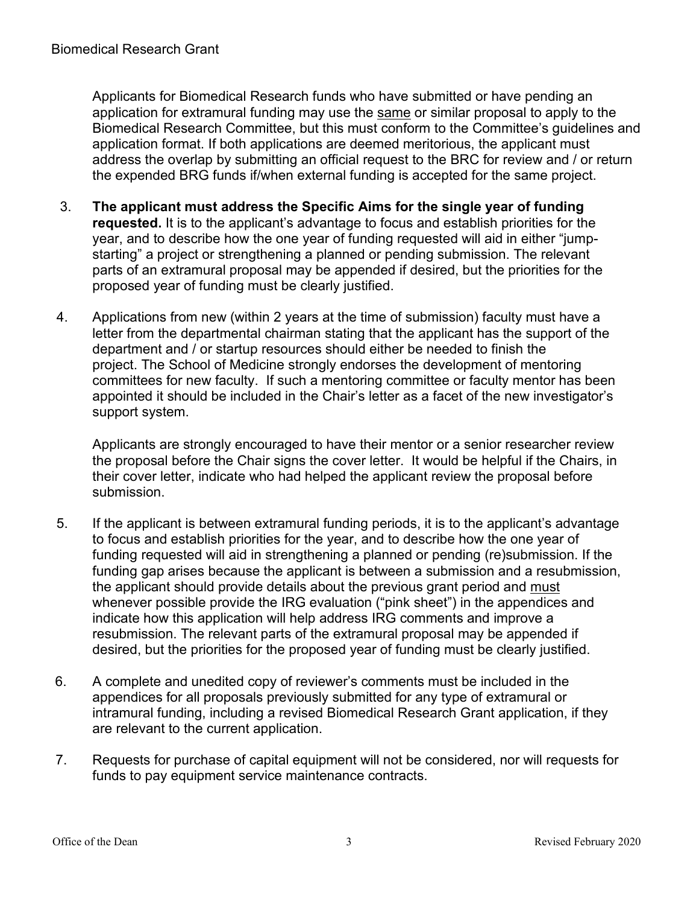Applicants for Biomedical Research funds who have submitted or have pending an application for extramural funding may use the <u>same</u> or similar proposal to apply to the Biomedical Research Committee, but this must conform to the Committee's guidelines and application format. If both applications are deemed meritorious, the applicant must address the overlap by submitting an official request to the BRC for review and / or return the expended BRG funds if/when external funding is accepted for the same project.

3. **The applicant must address the Specific Aims for the single year of funding requested.** It is to the applicant's advantage to focus and establish priorities for the year, and to describe how the one year of funding requested will aid in either "jump-starting" a project or strengthening a planned or pending submission. The relevant parts of an extramural proposal may be appended if desired, but the priorities for the proposed year of funding must be clearly justified.

4. Applications from new (within 2 years at the time of submission) faculty must have a letter from the departmental chairman stating that the applicant has the support of the department and / or startup resources should either be needed to finish the project. The School of Medicine strongly endorses the development of mentoring committees for new faculty. If such a mentoring committee or faculty mentor has been appointed it should be included in the Chair's letter as a facet of the new investigator's support system.

   Applicants are strongly encouraged to have their mentor or a senior researcher review the proposal before the Chair signs the cover letter. It would be helpful if the Chairs, in their cover letter, indicate who had helped the applicant review the proposal before submission.

5. If the applicant is between extramural funding periods, it is to the applicant's advantage to focus and establish priorities for the year, and to describe how the one year of funding requested will aid in strengthening a planned or pending (re)submission. If the funding gap arises because the applicant is between a submission and a resubmission, the applicant should provide details about the previous grant period and <u>must</u> whenever possible provide the IRG evaluation ("pink sheet") in the appendices and indicate how this application will help address IRG comments and improve a resubmission. The relevant parts of the extramural proposal may be appended if desired, but the priorities for the proposed year of funding must be clearly justified.

6. A complete and unedited copy of reviewer's comments must be included in the appendices for all proposals previously submitted for any type of extramural or intramural funding, including a revised Biomedical Research Grant application, if they are relevant to the current application.

7. Requests for purchase of capital equipment will not be considered, nor will requests for funds to pay equipment service maintenance contracts.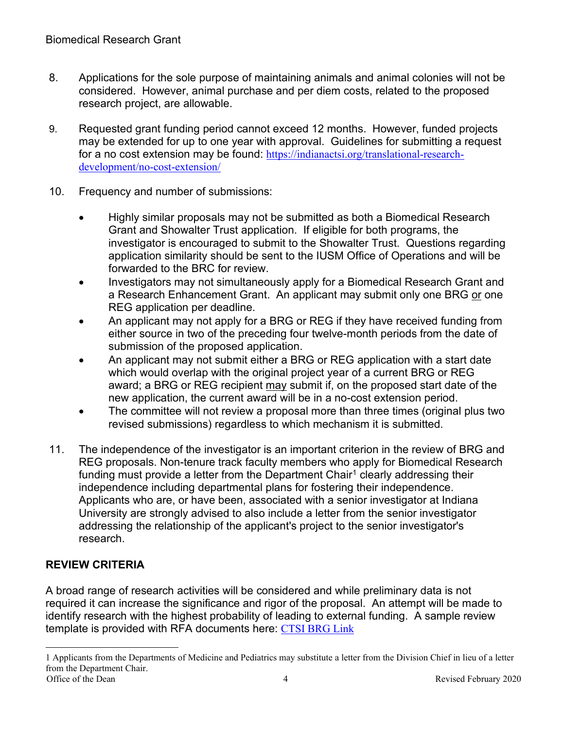8. Applications for the sole purpose of maintaining animals and animal colonies will not be considered. However, animal purchase and per diem costs, related to the proposed research project, are allowable.

9. Requested grant funding period cannot exceed 12 months. However, funded projects may be extended for up to one year with approval. Guidelines for submitting a request for a no cost extension may be found: https://indianactsi.org/translational-research-development/no-cost-extension/

10. Frequency and number of submissions:

    - Highly similar proposals may not be submitted as both a Biomedical Research Grant and Showalter Trust application. If eligible for both programs, the investigator is encouraged to submit to the Showalter Trust. Questions regarding application similarity should be sent to the IUSM Office of Operations and will be forwarded to the BRC for review.
    - Investigators may not simultaneously apply for a Biomedical Research Grant and a Research Enhancement Grant. An applicant may submit only one BRG <u>or</u> one REG application per deadline.
    - An applicant may not apply for a BRG or REG if they have received funding from either source in two of the preceding four twelve-month periods from the date of submission of the proposed application.
    - An applicant may not submit either a BRG or REG application with a start date which would overlap with the original project year of a current BRG or REG award; a BRG or REG recipient <u>may</u> submit if, on the proposed start date of the new application, the current award will be in a no-cost extension period.
    - The committee will not review a proposal more than three times (original plus two revised submissions) regardless to which mechanism it is submitted.

11. The independence of the investigator is an important criterion in the review of BRG and REG proposals. Non-tenure track faculty members who apply for Biomedical Research funding must provide a letter from the Department Chair[1] clearly addressing their independence including departmental plans for fostering their independence. Applicants who are, or have been, associated with a senior investigator at Indiana University are strongly advised to also include a letter from the senior investigator addressing the relationship of the applicant's project to the senior investigator's research.

## REVIEW CRITERIA

A broad range of research activities will be considered and while preliminary data is not required it can increase the significance and rigor of the proposal. An attempt will be made to identify research with the highest probability of leading to external funding. A sample review template is provided with RFA documents here: CTSI BRG Link

---

1 Applicants from the Departments of Medicine and Pediatrics may substitute a letter from the Division Chief in lieu of a letter from the Department Chair.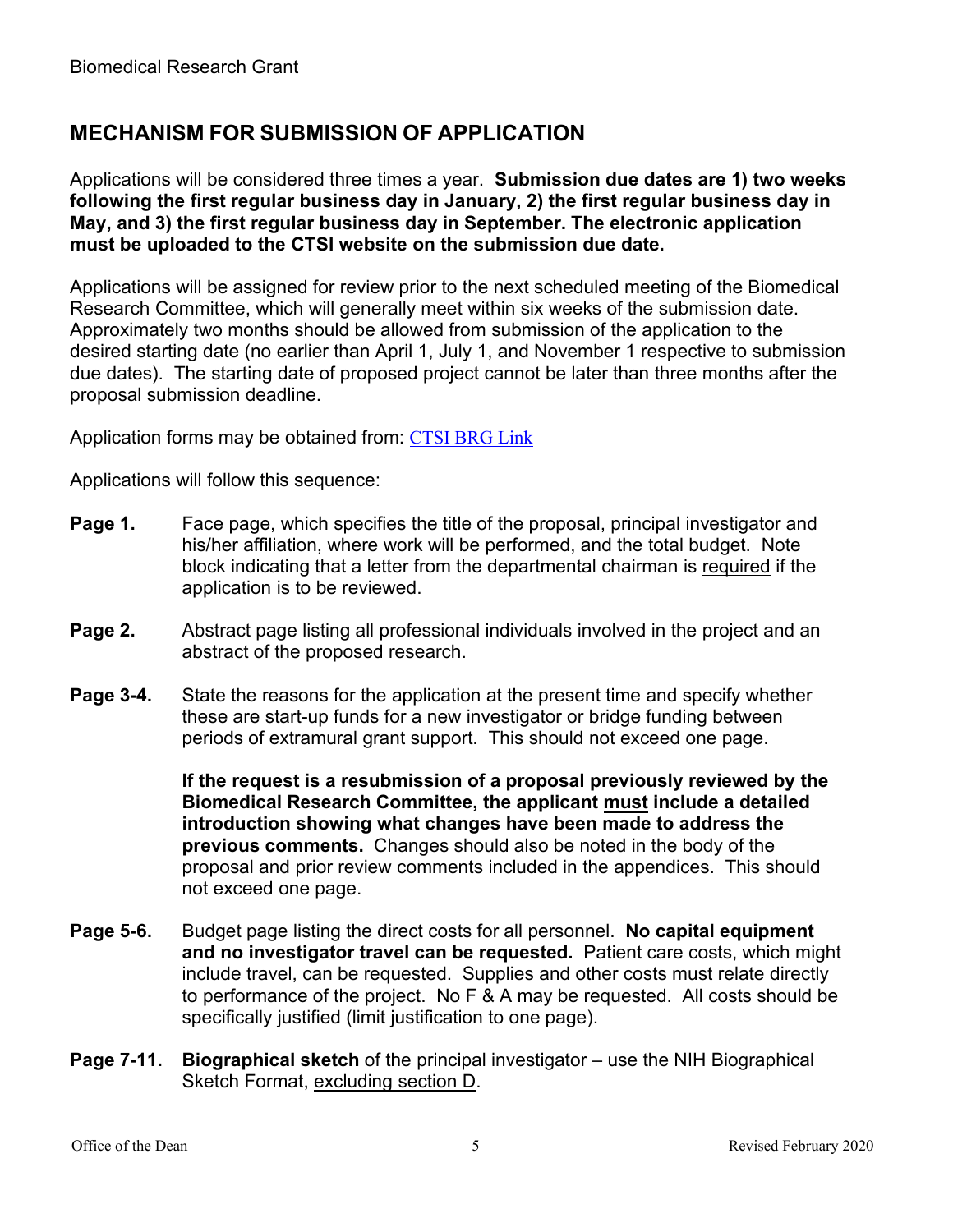## MECHANISM FOR SUBMISSION OF APPLICATION

Applications will be considered three times a year. **Submission due dates are 1) two weeks following the first regular business day in January, 2) the first regular business day in May, and 3) the first regular business day in September. The electronic application must be uploaded to the CTSI website on the submission due date.**

Applications will be assigned for review prior to the next scheduled meeting of the Biomedical Research Committee, which will generally meet within six weeks of the submission date. Approximately two months should be allowed from submission of the application to the desired starting date (no earlier than April 1, July 1, and November 1 respective to submission due dates). The starting date of proposed project cannot be later than three months after the proposal submission deadline.

Application forms may be obtained from: CTSI BRG Link

Applications will follow this sequence:

**Page 1.** Face page, which specifies the title of the proposal, principal investigator and his/her affiliation, where work will be performed, and the total budget. Note block indicating that a letter from the departmental chairman is required if the application is to be reviewed.

**Page 2.** Abstract page listing all professional individuals involved in the project and an abstract of the proposed research.

**Page 3-4.** State the reasons for the application at the present time and specify whether these are start-up funds for a new investigator or bridge funding between periods of extramural grant support. This should not exceed one page.

**If the request is a resubmission of a proposal previously reviewed by the Biomedical Research Committee, the applicant must include a detailed introduction showing what changes have been made to address the previous comments.** Changes should also be noted in the body of the proposal and prior review comments included in the appendices. This should not exceed one page.

**Page 5-6.** Budget page listing the direct costs for all personnel. **No capital equipment and no investigator travel can be requested.** Patient care costs, which might include travel, can be requested. Supplies and other costs must relate directly to performance of the project. No F & A may be requested. All costs should be specifically justified (limit justification to one page).

**Page 7-11.** **Biographical sketch** of the principal investigator – use the NIH Biographical Sketch Format, excluding section D.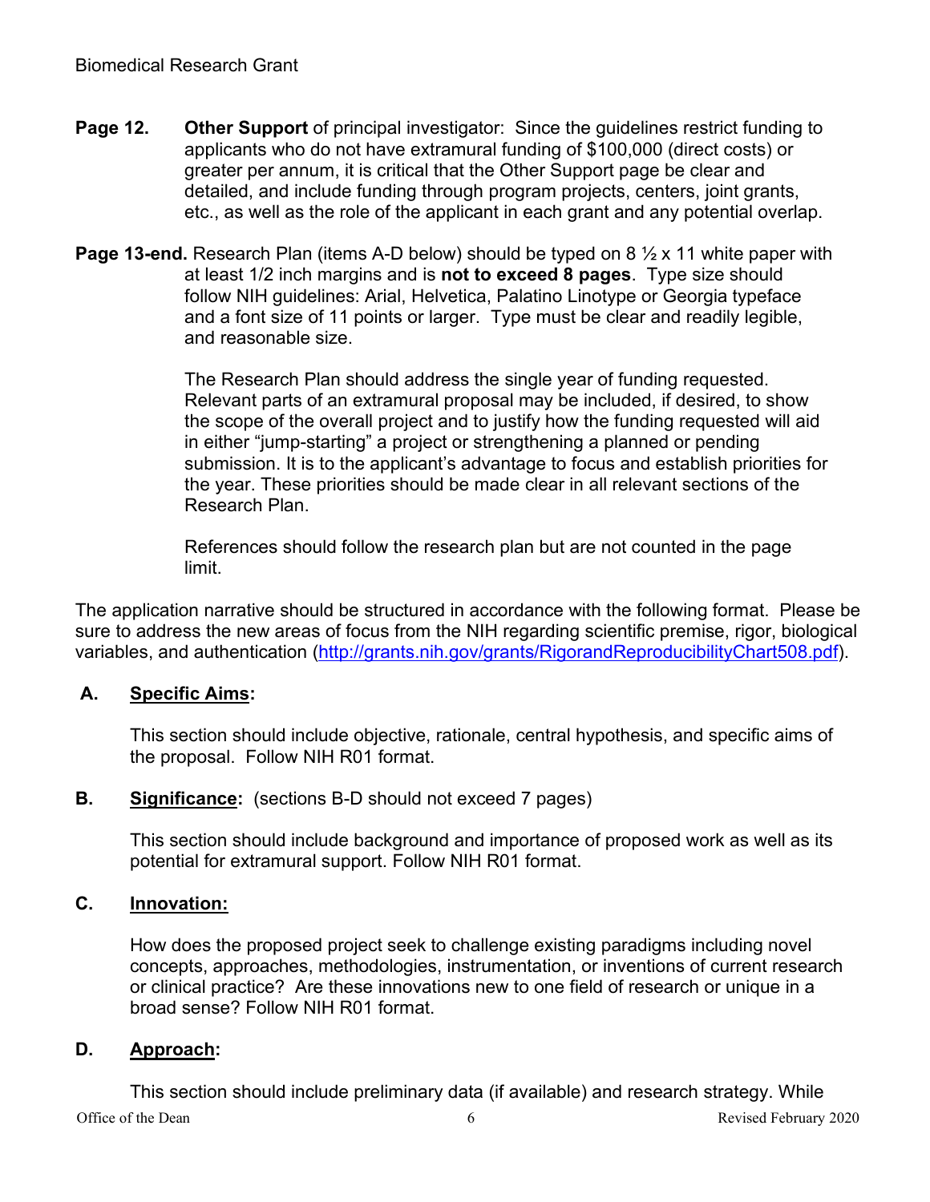**Page 12.** **Other Support** of principal investigator: Since the guidelines restrict funding to applicants who do not have extramural funding of $100,000 (direct costs) or greater per annum, it is critical that the Other Support page be clear and detailed, and include funding through program projects, centers, joint grants, etc., as well as the role of the applicant in each grant and any potential overlap.

**Page 13-end.** Research Plan (items A-D below) should be typed on 8 ½ x 11 white paper with at least 1/2 inch margins and is **not to exceed 8 pages**. Type size should follow NIH guidelines: Arial, Helvetica, Palatino Linotype or Georgia typeface and a font size of 11 points or larger. Type must be clear and readily legible, and reasonable size.

The Research Plan should address the single year of funding requested. Relevant parts of an extramural proposal may be included, if desired, to show the scope of the overall project and to justify how the funding requested will aid in either "jump-starting" a project or strengthening a planned or pending submission. It is to the applicant's advantage to focus and establish priorities for the year. These priorities should be made clear in all relevant sections of the Research Plan.

References should follow the research plan but are not counted in the page limit.

The application narrative should be structured in accordance with the following format. Please be sure to address the new areas of focus from the NIH regarding scientific premise, rigor, biological variables, and authentication (http://grants.nih.gov/grants/RigorandReproducibilityChart508.pdf).

**A. Specific Aims:**

This section should include objective, rationale, central hypothesis, and specific aims of the proposal. Follow NIH R01 format.

**B. Significance:** (sections B-D should not exceed 7 pages)

This section should include background and importance of proposed work as well as its potential for extramural support. Follow NIH R01 format.

**C. Innovation:**

How does the proposed project seek to challenge existing paradigms including novel concepts, approaches, methodologies, instrumentation, or inventions of current research or clinical practice? Are these innovations new to one field of research or unique in a broad sense? Follow NIH R01 format.

**D. Approach:**

This section should include preliminary data (if available) and research strategy. While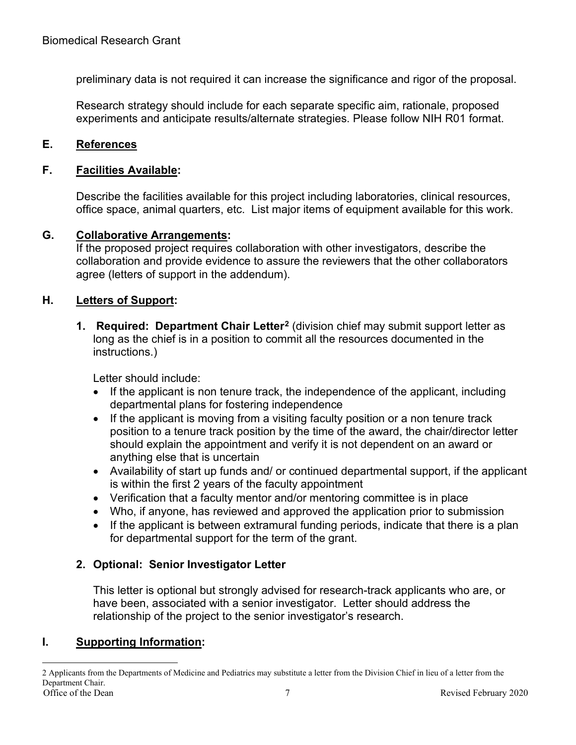preliminary data is not required it can increase the significance and rigor of the proposal.

Research strategy should include for each separate specific aim, rationale, proposed experiments and anticipate results/alternate strategies. Please follow NIH R01 format.

## E. References

## F. Facilities Available:

Describe the facilities available for this project including laboratories, clinical resources, office space, animal quarters, etc. List major items of equipment available for this work.

## G. Collaborative Arrangements:

If the proposed project requires collaboration with other investigators, describe the collaboration and provide evidence to assure the reviewers that the other collaborators agree (letters of support in the addendum).

## H. Letters of Support:

**1. Required: Department Chair Letter[2]** (division chief may submit support letter as long as the chief is in a position to commit all the resources documented in the instructions.)

Letter should include:

- If the applicant is non tenure track, the independence of the applicant, including departmental plans for fostering independence
- If the applicant is moving from a visiting faculty position or a non tenure track position to a tenure track position by the time of the award, the chair/director letter should explain the appointment and verify it is not dependent on an award or anything else that is uncertain
- Availability of start up funds and/ or continued departmental support, if the applicant is within the first 2 years of the faculty appointment
- Verification that a faculty mentor and/or mentoring committee is in place
- Who, if anyone, has reviewed and approved the application prior to submission
- If the applicant is between extramural funding periods, indicate that there is a plan for departmental support for the term of the grant.

**2. Optional: Senior Investigator Letter**

This letter is optional but strongly advised for research-track applicants who are, or have been, associated with a senior investigator. Letter should address the relationship of the project to the senior investigator's research.

## I. Supporting Information:

---

2 Applicants from the Departments of Medicine and Pediatrics may substitute a letter from the Division Chief in lieu of a letter from the Department Chair.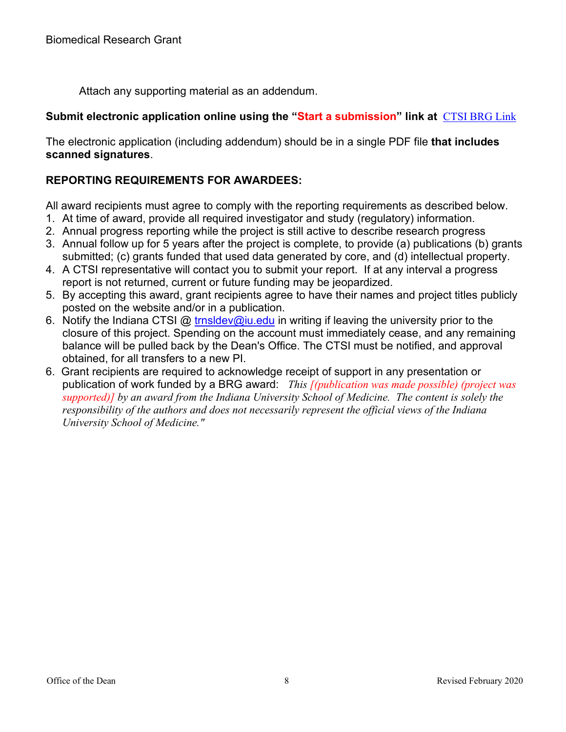Attach any supporting material as an addendum.

**Submit electronic application online using the "Start a submission" link at** CTSI BRG Link

The electronic application (including addendum) should be in a single PDF file **that includes scanned signatures**.

## REPORTING REQUIREMENTS FOR AWARDEES:

All award recipients must agree to comply with the reporting requirements as described below.

1. At time of award, provide all required investigator and study (regulatory) information.
2. Annual progress reporting while the project is still active to describe research progress
3. Annual follow up for 5 years after the project is complete, to provide (a) publications (b) grants submitted; (c) grants funded that used data generated by core, and (d) intellectual property.
4. A CTSI representative will contact you to submit your report. If at any interval a progress report is not returned, current or future funding may be jeopardized.
5. By accepting this award, grant recipients agree to have their names and project titles publicly posted on the website and/or in a publication.
6. Notify the Indiana CTSI @ trnsldev@iu.edu in writing if leaving the university prior to the closure of this project. Spending on the account must immediately cease, and any remaining balance will be pulled back by the Dean's Office. The CTSI must be notified, and approval obtained, for all transfers to a new PI.
6. Grant recipients are required to acknowledge receipt of support in any presentation or publication of work funded by a BRG award: *This [(publication was made possible) (project was supported)] by an award from the Indiana University School of Medicine. The content is solely the responsibility of the authors and does not necessarily represent the official views of the Indiana University School of Medicine."*